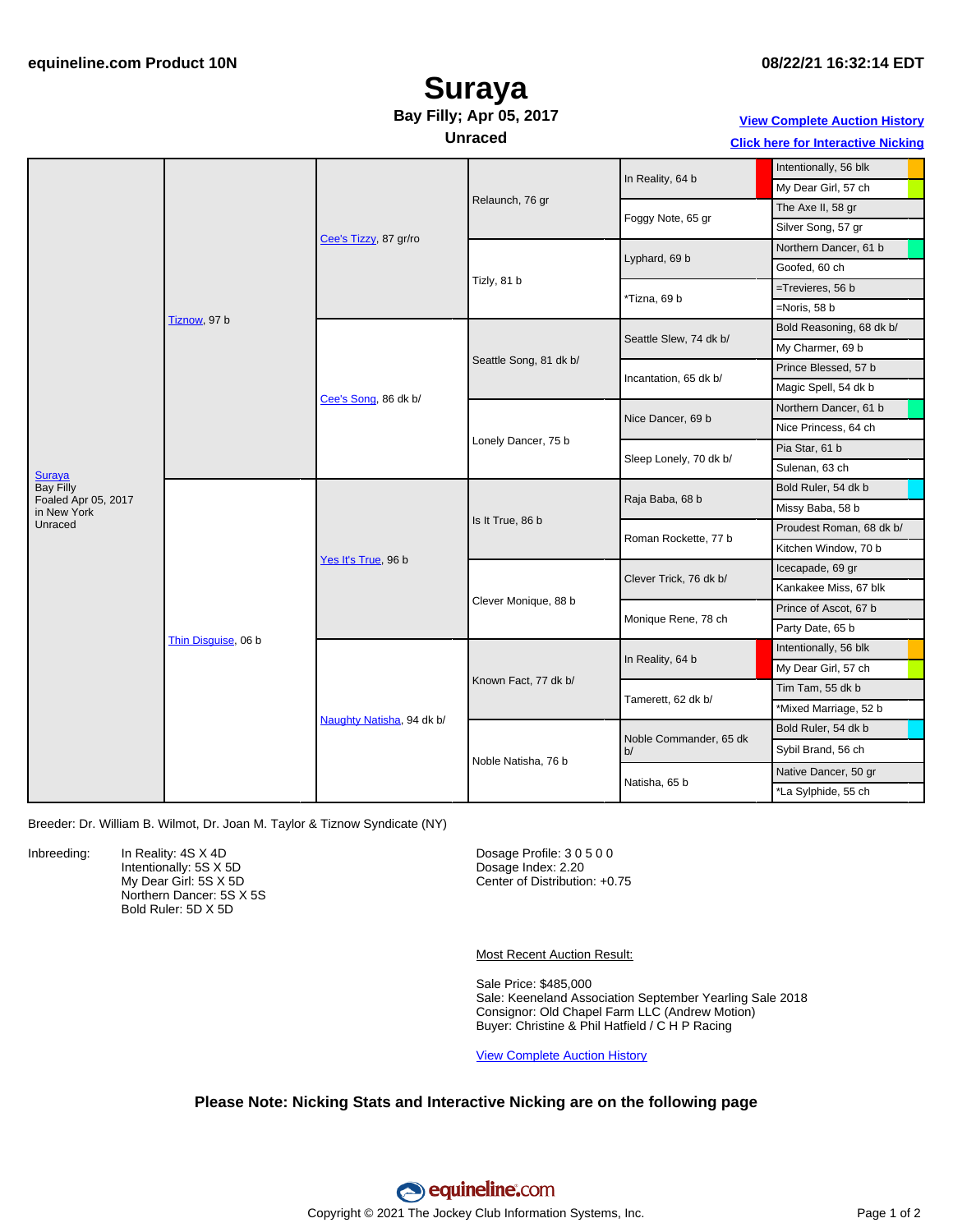equineline.com Product 10N

08/22/21 16:32:14 EDT

# Suraya

**Bay Filly; Apr 05, 2017**

**Unraced**

[View Complete Auction History](#)

[Click here for Interactive Nicking](#)

| | | | | | |
|---|---|---|---|---|---|
| Suraya<br>Bay Filly<br>Foaled Apr 05, 2017<br>in New York<br>Unraced | Tiznow, 97 b | Cee's Tizzy, 87 gr/ro | Relaunch, 76 gr | In Reality, 64 b | Intentionally, 56 blk |
| | | | | | My Dear Girl, 57 ch |
| | | | | Foggy Note, 65 gr | The Axe II, 58 gr |
| | | | | | Silver Song, 57 gr |
| | | | Tizly, 81 b | Lyphard, 69 b | Northern Dancer, 61 b |
| | | | | | Goofed, 60 ch |
| | | | | *Tizna, 69 b | =Trevieres, 56 b |
| | | | | | =Noris, 58 b |
| | | Cee's Song, 86 dk b/ | Seattle Song, 81 dk b/ | Seattle Slew, 74 dk b/ | Bold Reasoning, 68 dk b/ |
| | | | | | My Charmer, 69 b |
| | | | | Incantation, 65 dk b/ | Prince Blessed, 57 b |
| | | | | | Magic Spell, 54 dk b |
| | | | Lonely Dancer, 75 b | Nice Dancer, 69 b | Northern Dancer, 61 b |
| | | | | | Nice Princess, 64 ch |
| | | | | Sleep Lonely, 70 dk b/ | Pia Star, 61 b |
| | | | | | Sulenan, 63 ch |
| | Thin Disguise, 06 b | Yes It's True, 96 b | Is It True, 86 b | Raja Baba, 68 b | Bold Ruler, 54 dk b |
| | | | | | Missy Baba, 58 b |
| | | | | Roman Rockette, 77 b | Proudest Roman, 68 dk b/ |
| | | | | | Kitchen Window, 70 b |
| | | | Clever Monique, 88 b | Clever Trick, 76 dk b/ | Icecapade, 69 gr |
| | | | | | Kankakee Miss, 67 blk |
| | | | | Monique Rene, 78 ch | Prince of Ascot, 67 b |
| | | | | | Party Date, 65 b |
| | | Naughty Natisha, 94 dk b/ | Known Fact, 77 dk b/ | In Reality, 64 b | Intentionally, 56 blk |
| | | | | | My Dear Girl, 57 ch |
| | | | | Tamerett, 62 dk b/ | Tim Tam, 55 dk b |
| | | | | | *Mixed Marriage, 52 b |
| | | | Noble Natisha, 76 b | Noble Commander, 65 dk b/ | Bold Ruler, 54 dk b |
| | | | | | Sybil Brand, 56 ch |
| | | | | Natisha, 65 b | Native Dancer, 50 gr |
| | | | | | *La Sylphide, 55 ch |

Breeder: Dr. William B. Wilmot, Dr. Joan M. Taylor & Tiznow Syndicate (NY)

Inbreeding:
In Reality: 4S X 4D
Intentionally: 5S X 5D
My Dear Girl: 5S X 5D
Northern Dancer: 5S X 5S
Bold Ruler: 5D X 5D

Dosage Profile: 3 0 5 0 0
Dosage Index: 2.20
Center of Distribution: +0.75

Most Recent Auction Result:

Sale Price: $485,000
Sale: Keeneland Association September Yearling Sale 2018
Consignor: Old Chapel Farm LLC (Andrew Motion)
Buyer: Christine & Phil Hatfield / C H P Racing

[View Complete Auction History](#)

**Please Note: Nicking Stats and Interactive Nicking are on the following page**

Copyright © 2021 The Jockey Club Information Systems, Inc.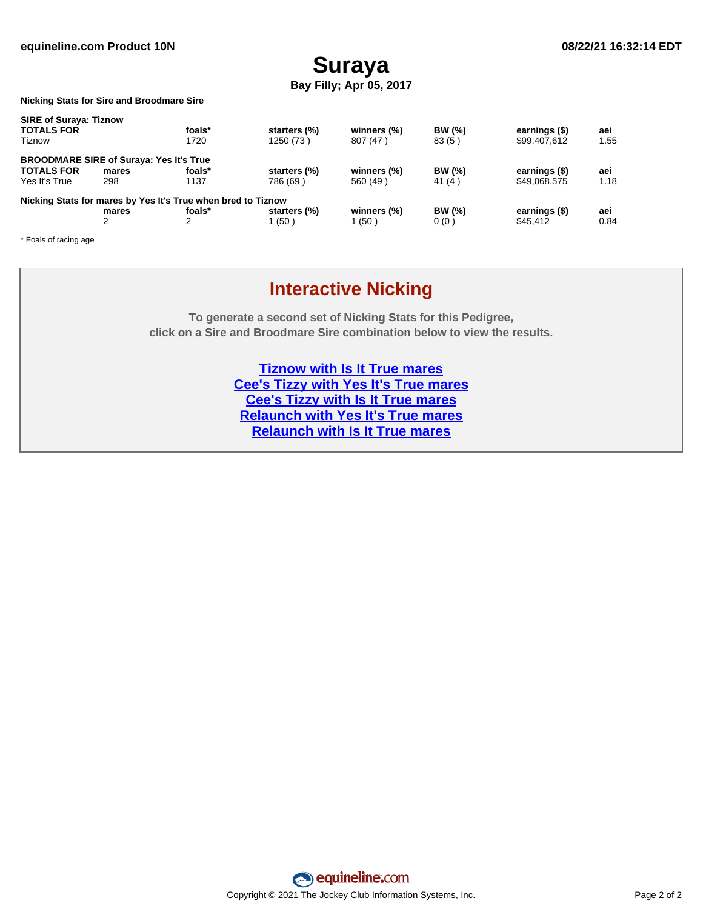# Suraya

**Bay Filly; Apr 05, 2017**

**Nicking Stats for Sire and Broodmare Sire**

**SIRE of Suraya: Tiznow**

| TOTALS FOR | | foals* | starters (%) | winners (%) | BW (%) | earnings ($) | aei |
|---|---|---|---|---|---|---|---|
| Tiznow | | 1720 | 1250 (73 ) | 807 (47 ) | 83 (5 ) | $99,407,612 | 1.55 |

**BROODMARE SIRE of Suraya: Yes It's True**

| TOTALS FOR | mares | foals* | starters (%) | winners (%) | BW (%) | earnings ($) | aei |
|---|---|---|---|---|---|---|---|
| Yes It's True | 298 | 1137 | 786 (69 ) | 560 (49 ) | 41 (4 ) | $49,068,575 | 1.18 |

**Nicking Stats for mares by Yes It's True when bred to Tiznow**

| | mares | foals* | starters (%) | winners (%) | BW (%) | earnings ($) | aei |
|---|---|---|---|---|---|---|---|
| | 2 | 2 | 1 (50 ) | 1 (50 ) | 0 (0 ) | $45,412 | 0.84 |

\* Foals of racing age

## Interactive Nicking

**To generate a second set of Nicking Stats for this Pedigree, click on a Sire and Broodmare Sire combination below to view the results.**

**Tiznow with Is It True mares**
**Cee's Tizzy with Yes It's True mares**
**Cee's Tizzy with Is It True mares**
**Relaunch with Yes It's True mares**
**Relaunch with Is It True mares**